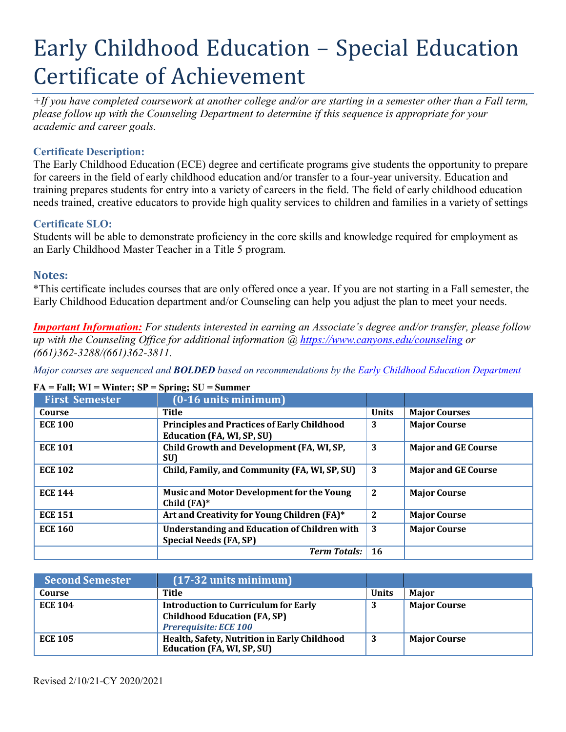# Early Childhood Education – Special Education Certificate of Achievement

*+If you have completed coursework at another college and/or are starting in a semester other than a Fall term, please follow up with the Counseling Department to determine if this sequence is appropriate for your academic and career goals.*

### Certificate Description:

The Early Childhood Education (ECE) degree and certificate programs give students the opportunity to prepare for careers in the field of early childhood education and/or transfer to a four-year university. Education and training prepares students for entry into a variety of careers in the field. The field of early childhood education needs trained, creative educators to provide high quality services to children and families in a variety of settings

### Certificate SLO:

Students will be able to demonstrate proficiency in the core skills and knowledge required for employment as an Early Childhood Master Teacher in a Title 5 program.

## Notes:

*This certificate includes courses that are only offered once a year. If you are not starting in a Fall semester, the Early Childhood Education department and/or Counseling can help you adjust the plan to meet your needs.

***Important Information:*** *For students interested in earning an Associate's degree and/or transfer, please follow up with the Counseling Office for additional information @ [https://www.canyons.edu/counseling](https://www.canyons.edu/counseling) or (661)362-3288/(661)362-3811.*

*Major courses are sequenced and **BOLDED** based on recommendations by the Early Childhood Education Department*

**FA = Fall; WI = Winter; SP = Spring; SU = Summer**

| First Semester | (0-16 units minimum) | | |
|---|---|---|---|
| **Course** | **Title** | **Units** | **Major Courses** |
| **ECE 100** | **Principles and Practices of Early Childhood Education (FA, WI, SP, SU)** | **3** | **Major Course** |
| **ECE 101** | **Child Growth and Development (FA, WI, SP, SU)** | **3** | **Major and GE Course** |
| **ECE 102** | **Child, Family, and Community (FA, WI, SP, SU)** | **3** | **Major and GE Course** |
| **ECE 144** | **Music and Motor Development for the Young Child (FA)*** | **2** | **Major Course** |
| **ECE 151** | **Art and Creativity for Young Children (FA)*** | **2** | **Major Course** |
| **ECE 160** | **Understanding and Education of Children with Special Needs (FA, SP)** | **3** | **Major Course** |
| | ***Term Totals:*** | **16** | |

| Second Semester | (17-32 units minimum) | | |
|---|---|---|---|
| **Course** | **Title** | **Units** | **Major** |
| **ECE 104** | **Introduction to Curriculum for Early Childhood Education (FA, SP)** ***Prerequisite: ECE 100*** | **3** | **Major Course** |
| **ECE 105** | **Health, Safety, Nutrition in Early Childhood Education (FA, WI, SP, SU)** | **3** | **Major Course** |

Revised 2/10/21-CY 2020/2021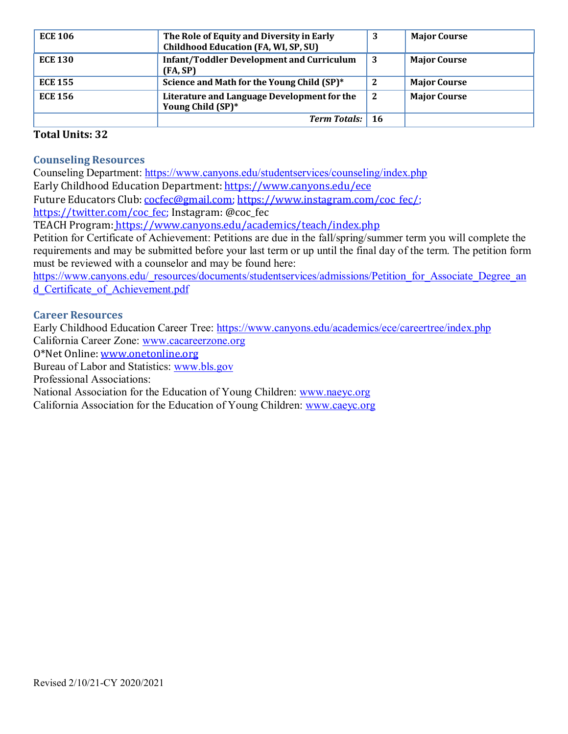| | | | |
|---|---|---|---|
| **ECE 106** | **The Role of Equity and Diversity in Early Childhood Education (FA, WI, SP, SU)** | **3** | **Major Course** |
| **ECE 130** | **Infant/Toddler Development and Curriculum (FA, SP)** | **3** | **Major Course** |
| **ECE 155** | **Science and Math for the Young Child (SP)*** | **2** | **Major Course** |
| **ECE 156** | **Literature and Language Development for the Young Child (SP)*** | **2** | **Major Course** |
| | ***Term Totals:*** | **16** | |

**Total Units: 32**

## Counseling Resources

Counseling Department: https://www.canyons.edu/studentservices/counseling/index.php
Early Childhood Education Department: https://www.canyons.edu/ece
Future Educators Club: cocfec@gmail.com; https://www.instagram.com/coc_fec/; https://twitter.com/coc_fec; Instagram: @coc_fec
TEACH Program: https://www.canyons.edu/academics/teach/index.php
Petition for Certificate of Achievement: Petitions are due in the fall/spring/summer term you will complete the requirements and may be submitted before your last term or up until the final day of the term. The petition form must be reviewed with a counselor and may be found here: https://www.canyons.edu/_resources/documents/studentservices/admissions/Petition_for_Associate_Degree_and_Certificate_of_Achievement.pdf

## Career Resources

Early Childhood Education Career Tree: https://www.canyons.edu/academics/ece/careertree/index.php
California Career Zone: www.cacareerzone.org
O*Net Online: www.onetonline.org
Bureau of Labor and Statistics: www.bls.gov
Professional Associations:
National Association for the Education of Young Children: www.naeyc.org
California Association for the Education of Young Children: www.caeyc.org

Revised 2/10/21-CY 2020/2021